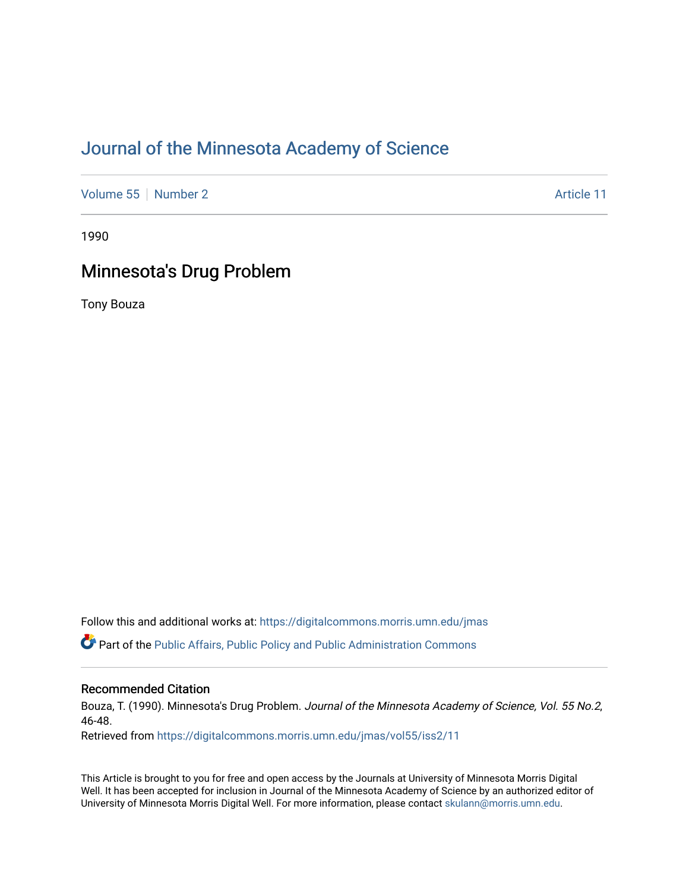# Journal of the Minnesota Academy of Science

Volume 55 | Number 2 Article 11

1990

## Minnesota's Drug Problem

Tony Bouza

Follow this and additional works at: https://digitalcommons.morris.umn.edu/jmas

Part of the Public Affairs, Public Policy and Public Administration Commons

### Recommended Citation

Bouza, T. (1990). Minnesota's Drug Problem. *Journal of the Minnesota Academy of Science, Vol. 55 No.2*, 46-48.

Retrieved from https://digitalcommons.morris.umn.edu/jmas/vol55/iss2/11

This Article is brought to you for free and open access by the Journals at University of Minnesota Morris Digital Well. It has been accepted for inclusion in Journal of the Minnesota Academy of Science by an authorized editor of University of Minnesota Morris Digital Well. For more information, please contact skulann@morris.umn.edu.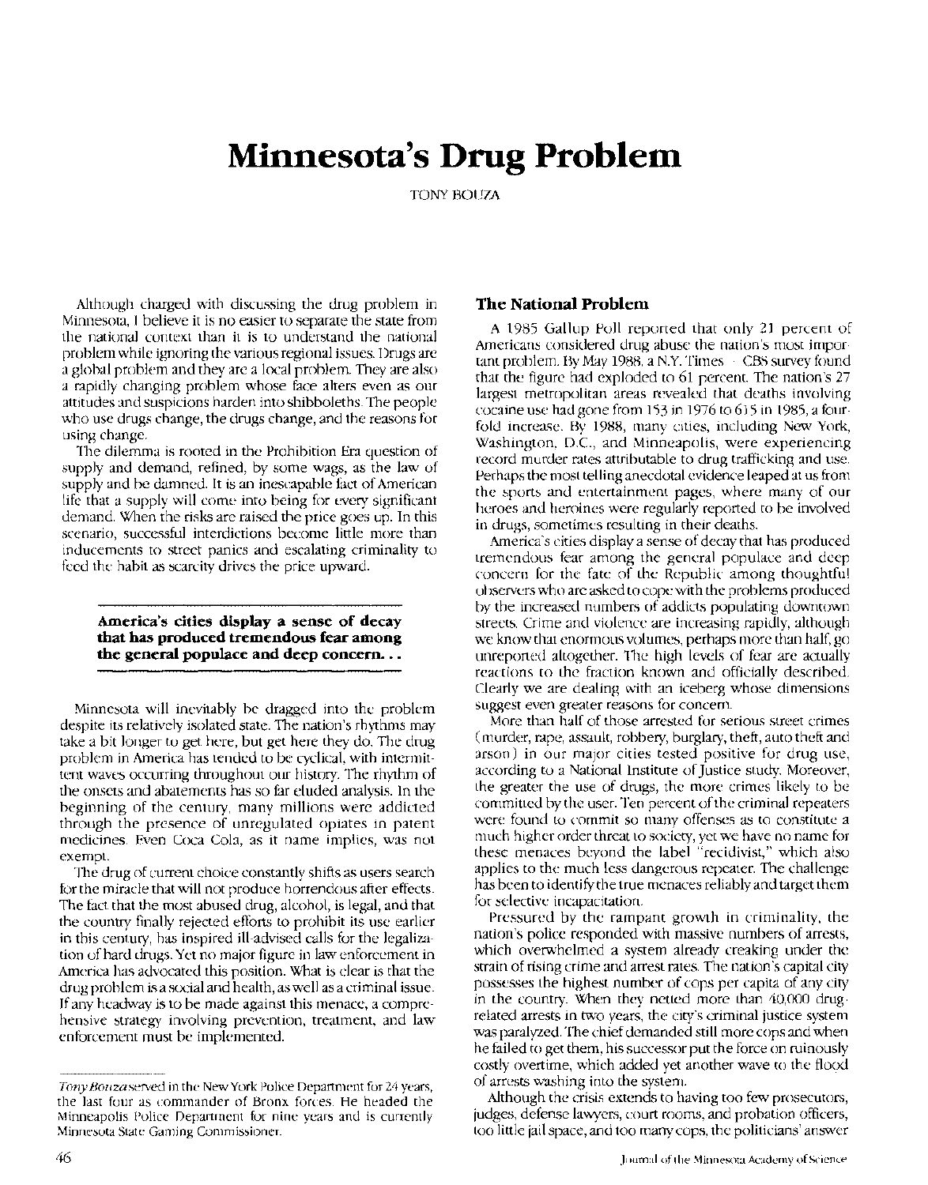# Minnesota's Drug Problem

TONY BOUZA

Although charged with discussing the drug problem in Minnesota, I believe it is no easier to separate the state from the national context than it is to understand the national problem while ignoring the various regional issues. Drugs are a global problem and they are a local problem. They are also a rapidly changing problem whose face alters even as our attitudes and suspicions harden into shibboleths. The people who use drugs change, the drugs change, and the reasons for using change.

The dilemma is rooted in the Prohibition Era question of supply and demand, refined, by some wags, as the law of supply and be damned. It is an inescapable fact of American life that a supply will come into being for every significant demand. When the risks are raised the price goes up. In this scenario, successful interdictions become little more than inducements to street panics and escalating criminality to feed the habit as scarcity drives the price upward.

> **America's cities display a sense of decay that has produced tremendous fear among the general populace and deep concern. . .**

Minnesota will inevitably be dragged into the problem despite its relatively isolated state. The nation's rhythms may take a bit longer to get here, but get here they do. The drug problem in America has tended to be cyclical, with intermittent waves occurring throughout our history. The rhythm of the onsets and abatements has so far eluded analysis. In the beginning of the century, many millions were addicted through the presence of unregulated opiates in patent medicines. Even Coca Cola, as it name implies, was not exempt.

The drug of current choice constantly shifts as users search for the miracle that will not produce horrendous after effects. The fact that the most abused drug, alcohol, is legal, and that the country finally rejected efforts to prohibit its use earlier in this century, has inspired ill-advised calls for the legalization of hard drugs. Yet no major figure in law enforcement in America has advocated this position. What is clear is that the drug problem is a social and health, as well as a criminal issue. If any headway is to be made against this menace, a comprehensive strategy involving prevention, treatment, and law enforcement must be implemented.

## The National Problem

A 1985 Gallup Poll reported that only 21 percent of Americans considered drug abuse the nation's most important problem. By May 1988, a N.Y. Times – CBS survey found that the figure had exploded to 61 percent. The nation's 27 largest metropolitan areas revealed that deaths involving cocaine use had gone from 153 in 1976 to 615 in 1985, a fourfold increase. By 1988, many cities, including New York, Washington, D.C., and Minneapolis, were experiencing record murder rates attributable to drug trafficking and use. Perhaps the most telling anecdotal evidence leaped at us from the sports and entertainment pages, where many of our heroes and heroines were regularly reported to be involved in drugs, sometimes resulting in their deaths.

America's cities display a sense of decay that has produced tremendous fear among the general populace and deep concern for the fate of the Republic among thoughtful observers who are asked to cope with the problems produced by the increased numbers of addicts populating downtown streets. Crime and violence are increasing rapidly, although we know that enormous volumes, perhaps more than half, go unreported altogether. The high levels of fear are actually reactions to the fraction known and officially described. Clearly we are dealing with an iceberg whose dimensions suggest even greater reasons for concern.

More than half of those arrested for serious street crimes (murder, rape, assault, robbery, burglary, theft, auto theft and arson) in our major cities tested positive for drug use, according to a National Institute of Justice study. Moreover, the greater the use of drugs, the more crimes likely to be committed by the user. Ten percent of the criminal repeaters were found to commit so many offenses as to constitute a much higher order threat to society, yet we have no name for these menaces beyond the label "recidivist," which also applies to the much less dangerous repeater. The challenge has been to identify the true menaces reliably and target them for selective incapacitation.

Pressured by the rampant growth in criminality, the nation's police responded with massive numbers of arrests, which overwhelmed a system already creaking under the strain of rising crime and arrest rates. The nation's capital city possesses the highest number of cops per capita of any city in the country. When they netted more than 40,000 drug-related arrests in two years, the city's criminal justice system was paralyzed. The chief demanded still more cops and when he failed to get them, his successor put the force on ruinously costly overtime, which added yet another wave to the flood of arrests washing into the system.

Although the crisis extends to having too few prosecutors, judges, defense lawyers, court rooms, and probation officers, too little jail space, and too many cops, the politicians' answer

---

*Tony Bouza* served in the New York Police Department for 24 years, the last four as commander of Bronx forces. He headed the Minneapolis Police Department for nine years and is currently Minnesota State Gaming Commissioner.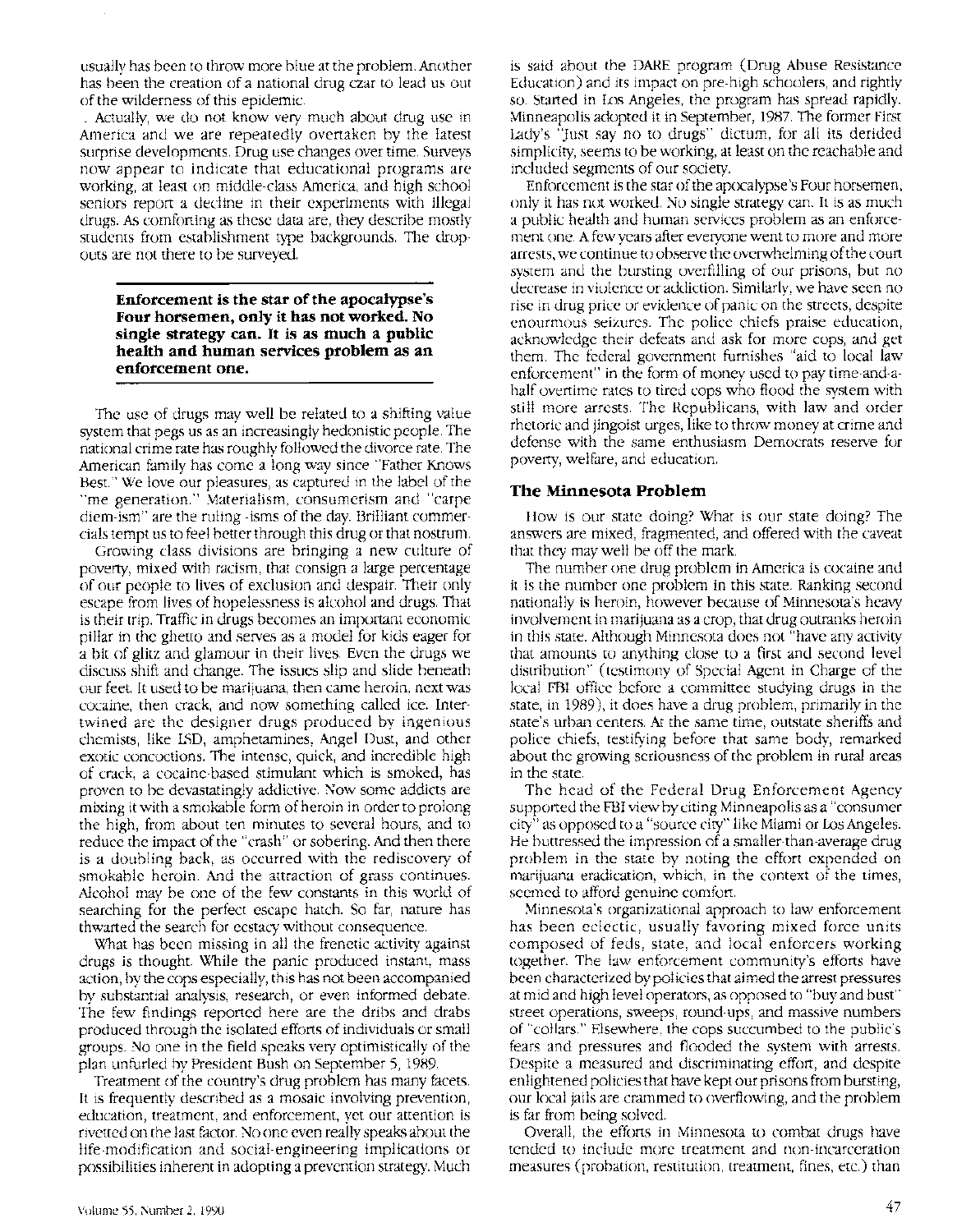usually has been to throw more blue at the problem. Another has been the creation of a national drug czar to lead us out of the wilderness of this epidemic.

Actually, we do not know very much about drug use in America and we are repeatedly overtaken by the latest surprise developments. Drug use changes over time. Surveys now appear to indicate that educational programs are working, at least on middle-class America, and high school seniors report a decline in their experiments with illegal drugs. As comforting as these data are, they describe mostly students from establishment type backgrounds. The drop-outs are not there to be surveyed.

**Enforcement is the star of the apocalypse's Four horsemen, only it has not worked. No single strategy can. It is as much a public health and human services problem as an enforcement one.**

The use of drugs may well be related to a shifting value system that pegs us as an increasingly hedonistic people. The national crime rate has roughly followed the divorce rate. The American family has come a long way since "Father Knows Best." We love our pleasures, as captured in the label of the "me generation." Materialism, consumerism and "carpe diem-ism" are the ruling -isms of the day. Brilliant commercials tempt us to feel better through this drug or that nostrum.

Growing class divisions are bringing a new culture of poverty, mixed with racism, that consign a large percentage of our people to lives of exclusion and despair. Their only escape from lives of hopelessness is alcohol and drugs. That is their trip. Traffic in drugs becomes an important economic pillar in the ghetto and serves as a model for kids eager for a bit of glitz and glamour in their lives. Even the drugs we discuss shift and change. The issues slip and slide beneath our feet. It used to be marijuana, then came heroin, next was cocaine, then crack, and now something called ice. Intertwined are the designer drugs produced by ingenious chemists, like LSD, amphetamines, Angel Dust, and other exotic concoctions. The intense, quick, and incredible high of crack, a cocaine-based stimulant which is smoked, has proven to be devastatingly addictive. Now some addicts are mixing it with a smokable form of heroin in order to prolong the high, from about ten minutes to several hours, and to reduce the impact of the "crash" or sobering. And then there is a doubling back, as occurred with the rediscovery of smokable heroin. And the attraction of grass continues. Alcohol may be one of the few constants in this world of searching for the perfect escape hatch. So far, nature has thwarted the search for ecstacy without consequence.

What has been missing in all the frenetic activity against drugs is thought. While the panic produced instant, mass action, by the cops especially, this has not been accompanied by substantial analysis, research, or even informed debate. The few findings reported here are the dribs and drabs produced through the isolated efforts of individuals or small groups. No one in the field speaks very optimistically of the plan unfurled by President Bush on September 5, 1989.

Treatment of the country's drug problem has many facets. It is frequently described as a mosaic involving prevention, education, treatment, and enforcement, yet our attention is riveted on the last factor. No one even really speaks about the life-modification and social-engineering implications or possibilities inherent in adopting a prevention strategy. Much is said about the DARE program (Drug Abuse Resistance Education) and its impact on pre-high schoolers, and rightly so. Started in Los Angeles, the program has spread rapidly. Minneapolis adopted it in September, 1987. The former First Lady's "Just say no to drugs" dictum, for all its derided simplicity, seems to be working, at least on the reachable and included segments of our society.

Enforcement is the star of the apocalypse's Four horsemen, only it has not worked. No single strategy can. It is as much a public health and human services problem as an enforcement one. A few years after everyone went to more and more arrests, we continue to observe the overwhelming of the court system and the bursting overfilling of our prisons, but no decrease in violence or addiction. Similarly, we have seen no rise in drug price or evidence of panic on the streets, despite enourmous seizures. The police chiefs praise education, acknowledge their defeats and ask for more cops, and get them. The federal government furnishes "aid to local law enforcement" in the form of money used to pay time-and-a-half overtime rates to tired cops who flood the system with still more arrests. The Republicans, with law and order rhetoric and jingoist urges, like to throw money at crime and defense with the same enthusiasm Democrats reserve for poverty, welfare, and education.

## The Minnesota Problem

How is our state doing? What is our state doing? The answers are mixed, fragmented, and offered with the caveat that they may well be off the mark.

The number one drug problem in America is cocaine and it is the number one problem in this state. Ranking second nationally is heroin, however because of Minnesota's heavy involvement in marijuana as a crop, that drug outranks heroin in this state. Although Minnesota does not "have any activity that amounts to anything close to a first and second level distribution" (testimony of Special Agent in Charge of the local FBI office before a committee studying drugs in the state, in 1989), it does have a drug problem, primarily in the state's urban centers. At the same time, outstate sheriffs and police chiefs, testifying before that same body, remarked about the growing seriousness of the problem in rural areas in the state.

The head of the Federal Drug Enforcement Agency supported the FBI view by citing Minneapolis as a "consumer city" as opposed to a "source city" like Miami or Los Angeles. He buttressed the impression of a smaller-than-average drug problem in the state by noting the effort expended on marijuana eradication, which, in the context of the times, seemed to afford genuine comfort.

Minnesota's organizational approach to law enforcement has been eclectic, usually favoring mixed force units composed of feds, state, and local enforcers working together. The law enforcement community's efforts have been characterized by policies that aimed the arrest pressures at mid and high level operators, as opposed to "buy and bust" street operations, sweeps, round-ups, and massive numbers of "collars." Elsewhere, the cops succumbed to the public's fears and pressures and flooded the system with arrests. Despite a measured and discriminating effort, and despite enlightened policies that have kept our prisons from bursting, our local jails are crammed to overflowing, and the problem is far from being solved.

Overall, the efforts in Minnesota to combat drugs have tended to include more treatment and non-incarceration measures (probation, restitution, treatment, fines, etc.) than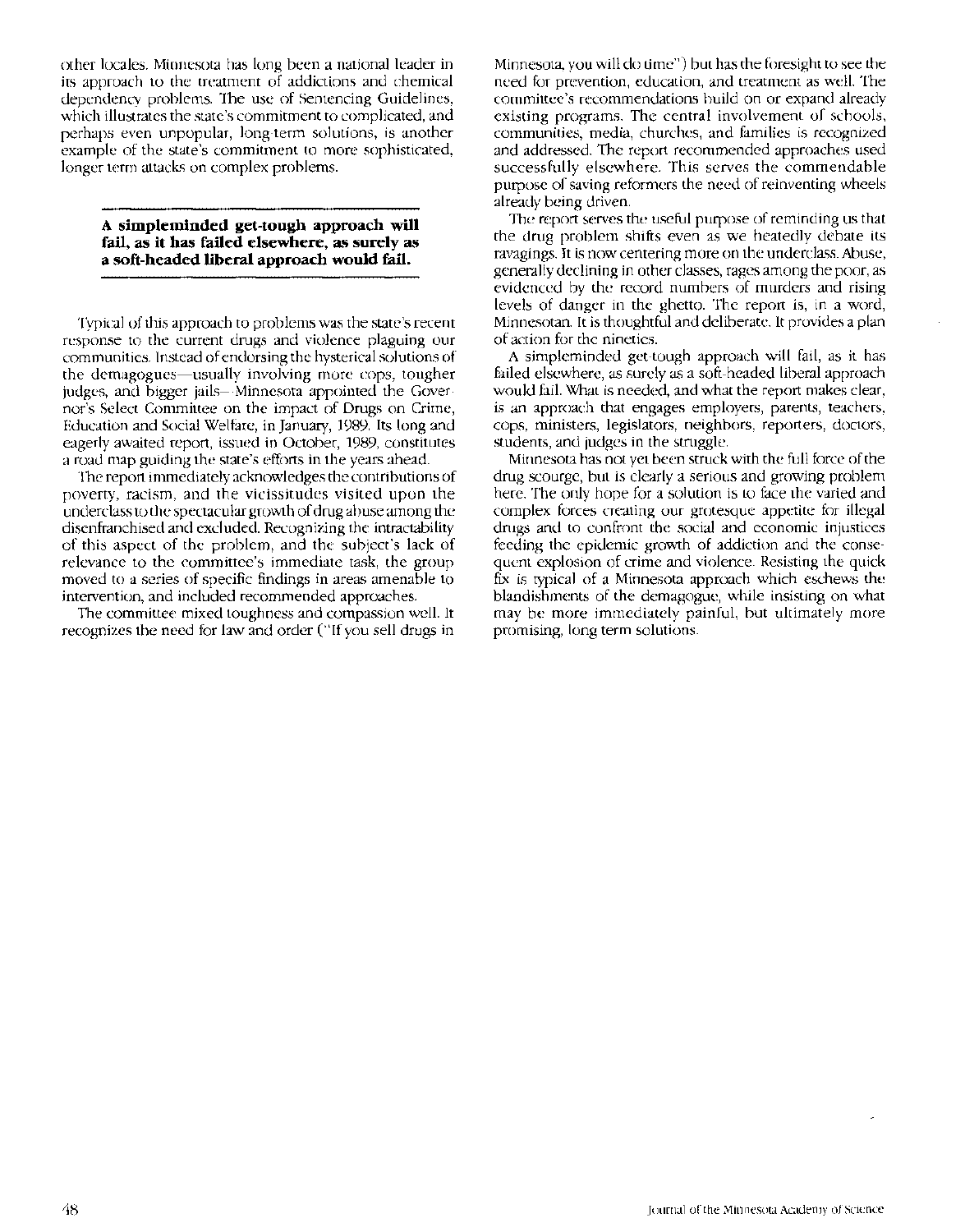other locales. Minnesota has long been a national leader in its approach to the treatment of addictions and chemical dependency problems. The use of Sentencing Guidelines, which illustrates the state's commitment to complicated, and perhaps even unpopular, long-term solutions, is another example of the state's commitment to more sophisticated, longer term attacks on complex problems.

**A simpleminded get-tough approach will fail, as it has failed elsewhere, as surely as a soft-headed liberal approach would fail.**

Typical of this approach to problems was the state's recent response to the current drugs and violence plaguing our communities. Instead of endorsing the hysterical solutions of the demagogues—usually involving more cops, tougher judges, and bigger jails—Minnesota appointed the Governor's Select Committee on the impact of Drugs on Crime, Education and Social Welfare, in January, 1989. Its long and eagerly awaited report, issued in October, 1989, constitutes a road map guiding the state's efforts in the years ahead.

The report immediately acknowledges the contributions of poverty, racism, and the vicissitudes visited upon the underclass to the spectacular growth of drug abuse among the disenfranchised and excluded. Recognizing the intractability of this aspect of the problem, and the subject's lack of relevance to the committee's immediate task, the group moved to a series of specific findings in areas amenable to intervention, and included recommended approaches.

The committee mixed toughness and compassion well. It recognizes the need for law and order ("If you sell drugs in Minnesota, you will do time") but has the foresight to see the need for prevention, education, and treatment as well. The committee's recommendations build on or expand already existing programs. The central involvement of schools, communities, media, churches, and families is recognized and addressed. The report recommended approaches used successfully elsewhere. This serves the commendable purpose of saving reformers the need of reinventing wheels already being driven.

The report serves the useful purpose of reminding us that the drug problem shifts even as we heatedly debate its ravagings. It is now centering more on the underclass. Abuse, generally declining in other classes, rages among the poor, as evidenced by the record numbers of murders and rising levels of danger in the ghetto. The report is, in a word, Minnesotan. It is thoughtful and deliberate. It provides a plan of action for the nineties.

A simpleminded get-tough approach will fail, as it has failed elsewhere, as surely as a soft-headed liberal approach would fail. What is needed, and what the report makes clear, is an approach that engages employers, parents, teachers, cops, ministers, legislators, neighbors, reporters, doctors, students, and judges in the struggle.

Minnesota has not yet been struck with the full force of the drug scourge, but is clearly a serious and growing problem here. The only hope for a solution is to face the varied and complex forces creating our grotesque appetite for illegal drugs and to confront the social and economic injustices feeding the epidemic growth of addiction and the consequent explosion of crime and violence. Resisting the quick fix is typical of a Minnesota approach which eschews the blandishments of the demagogue, while insisting on what may be more immediately painful, but ultimately more promising, long term solutions.